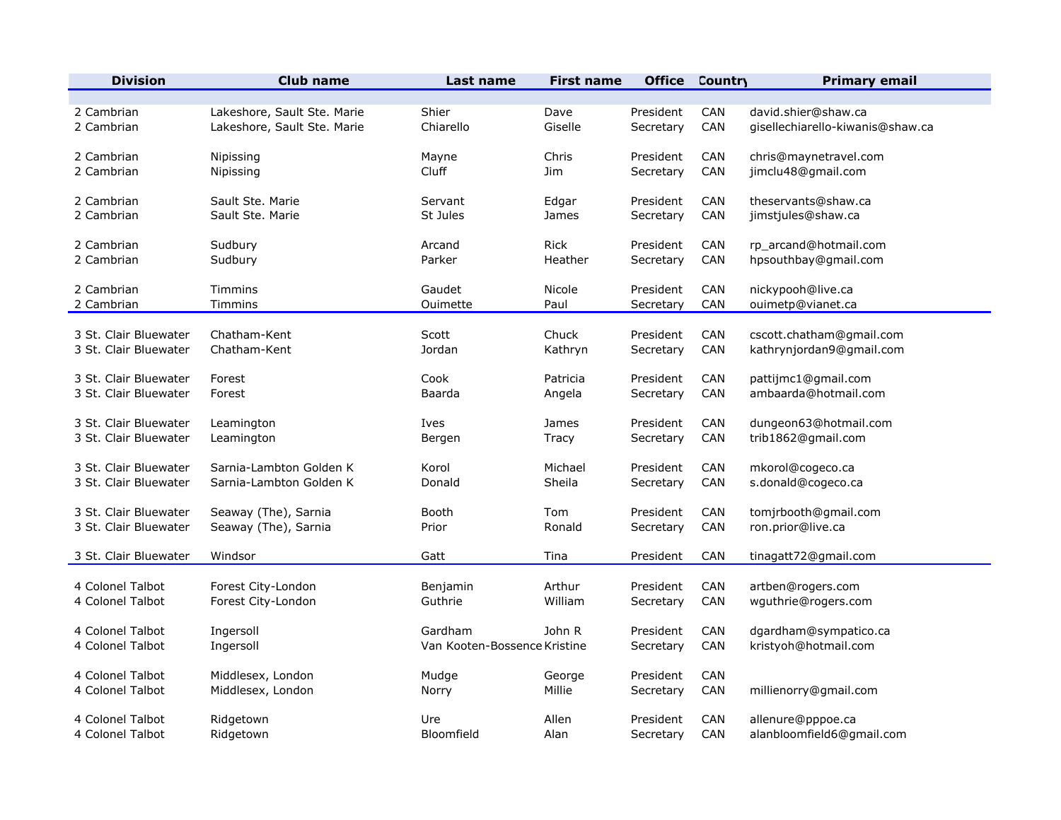| Division | Club name | Last name | First name | Office | Country | Primary email |
|---|---|---|---|---|---|---|
| 2 Cambrian | Lakeshore, Sault Ste. Marie | Shier | Dave | President | CAN | david.shier@shaw.ca |
| 2 Cambrian | Lakeshore, Sault Ste. Marie | Chiarello | Giselle | Secretary | CAN | gisellechiarello-kiwanis@shaw.ca |
| 2 Cambrian | Nipissing | Mayne | Chris | President | CAN | chris@maynetravel.com |
| 2 Cambrian | Nipissing | Cluff | Jim | Secretary | CAN | jimclu48@gmail.com |
| 2 Cambrian | Sault Ste. Marie | Servant | Edgar | President | CAN | theservants@shaw.ca |
| 2 Cambrian | Sault Ste. Marie | St Jules | James | Secretary | CAN | jimstjules@shaw.ca |
| 2 Cambrian | Sudbury | Arcand | Rick | President | CAN | rp_arcand@hotmail.com |
| 2 Cambrian | Sudbury | Parker | Heather | Secretary | CAN | hpsouthbay@gmail.com |
| 2 Cambrian | Timmins | Gaudet | Nicole | President | CAN | nickypooh@live.ca |
| 2 Cambrian | Timmins | Ouimette | Paul | Secretary | CAN | ouimetp@vianet.ca |
| 3 St. Clair Bluewater | Chatham-Kent | Scott | Chuck | President | CAN | cscott.chatham@gmail.com |
| 3 St. Clair Bluewater | Chatham-Kent | Jordan | Kathryn | Secretary | CAN | kathrynjordan9@gmail.com |
| 3 St. Clair Bluewater | Forest | Cook | Patricia | President | CAN | pattijmc1@gmail.com |
| 3 St. Clair Bluewater | Forest | Baarda | Angela | Secretary | CAN | ambaarda@hotmail.com |
| 3 St. Clair Bluewater | Leamington | Ives | James | President | CAN | dungeon63@hotmail.com |
| 3 St. Clair Bluewater | Leamington | Bergen | Tracy | Secretary | CAN | trib1862@gmail.com |
| 3 St. Clair Bluewater | Sarnia-Lambton Golden K | Korol | Michael | President | CAN | mkorol@cogeco.ca |
| 3 St. Clair Bluewater | Sarnia-Lambton Golden K | Donald | Sheila | Secretary | CAN | s.donald@cogeco.ca |
| 3 St. Clair Bluewater | Seaway (The), Sarnia | Booth | Tom | President | CAN | tomjrbooth@gmail.com |
| 3 St. Clair Bluewater | Seaway (The), Sarnia | Prior | Ronald | Secretary | CAN | ron.prior@live.ca |
| 3 St. Clair Bluewater | Windsor | Gatt | Tina | President | CAN | tinagatt72@gmail.com |
| 4 Colonel Talbot | Forest City-London | Benjamin | Arthur | President | CAN | artben@rogers.com |
| 4 Colonel Talbot | Forest City-London | Guthrie | William | Secretary | CAN | wguthrie@rogers.com |
| 4 Colonel Talbot | Ingersoll | Gardham | John R | President | CAN | dgardham@sympatico.ca |
| 4 Colonel Talbot | Ingersoll | Van Kooten-Bossence | Kristine | Secretary | CAN | kristyoh@hotmail.com |
| 4 Colonel Talbot | Middlesex, London | Mudge | George | President | CAN | |
| 4 Colonel Talbot | Middlesex, London | Norry | Millie | Secretary | CAN | millienorry@gmail.com |
| 4 Colonel Talbot | Ridgetown | Ure | Allen | President | CAN | allenure@pppoe.ca |
| 4 Colonel Talbot | Ridgetown | Bloomfield | Alan | Secretary | CAN | alanbloomfield6@gmail.com |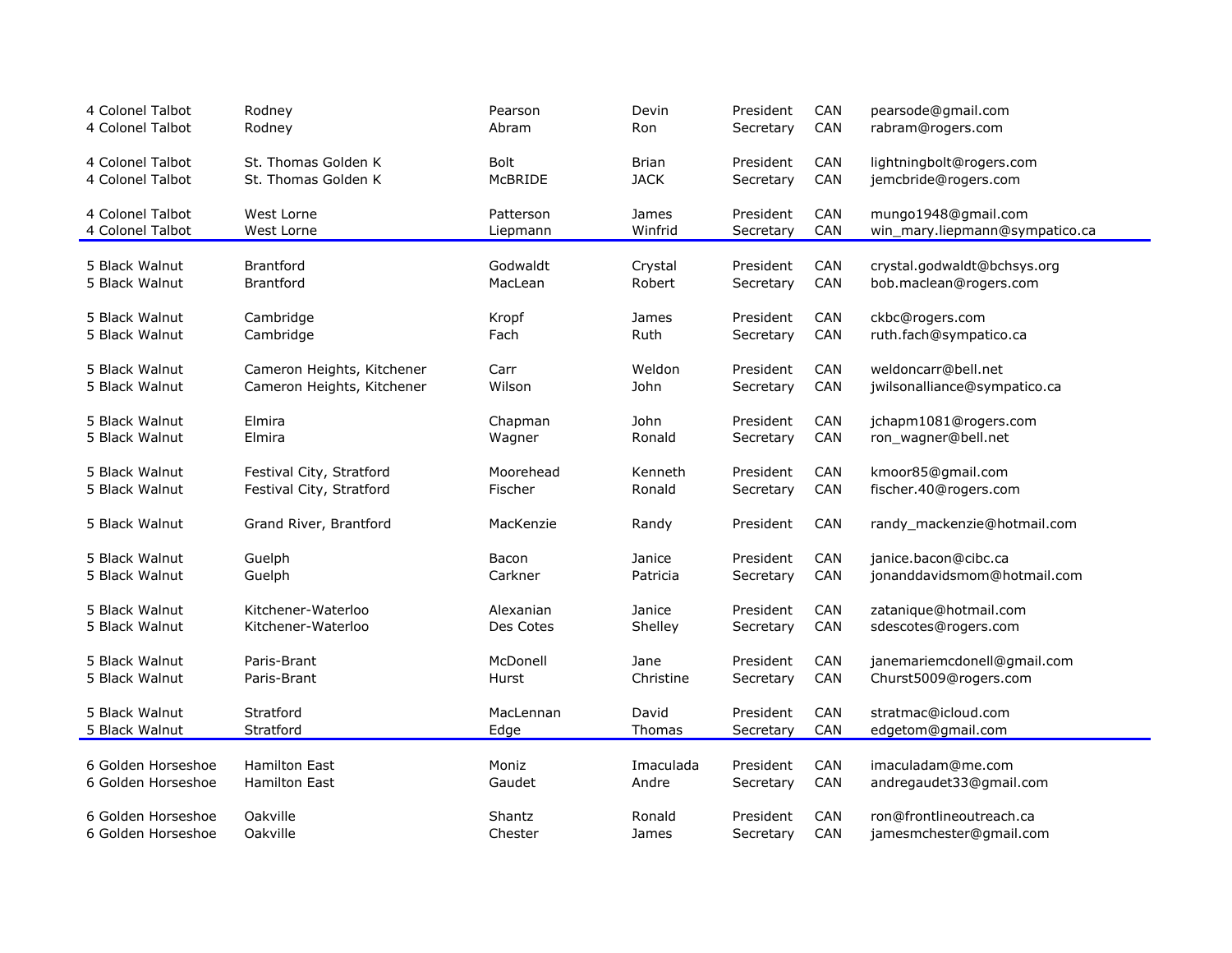| | | | | | | |
|---|---|---|---|---|---|---|
| 4 Colonel Talbot | Rodney | Pearson | Devin | President | CAN | pearsode@gmail.com |
| 4 Colonel Talbot | Rodney | Abram | Ron | Secretary | CAN | rabram@rogers.com |
| 4 Colonel Talbot | St. Thomas Golden K | Bolt | Brian | President | CAN | lightningbolt@rogers.com |
| 4 Colonel Talbot | St. Thomas Golden K | McBRIDE | JACK | Secretary | CAN | jemcbride@rogers.com |
| 4 Colonel Talbot | West Lorne | Patterson | James | President | CAN | mungo1948@gmail.com |
| 4 Colonel Talbot | West Lorne | Liepmann | Winfrid | Secretary | CAN | win_mary.liepmann@sympatico.ca |
| 5 Black Walnut | Brantford | Godwaldt | Crystal | President | CAN | crystal.godwaldt@bchsys.org |
| 5 Black Walnut | Brantford | MacLean | Robert | Secretary | CAN | bob.maclean@rogers.com |
| 5 Black Walnut | Cambridge | Kropf | James | President | CAN | ckbc@rogers.com |
| 5 Black Walnut | Cambridge | Fach | Ruth | Secretary | CAN | ruth.fach@sympatico.ca |
| 5 Black Walnut | Cameron Heights, Kitchener | Carr | Weldon | President | CAN | weldoncarr@bell.net |
| 5 Black Walnut | Cameron Heights, Kitchener | Wilson | John | Secretary | CAN | jwilsonalliance@sympatico.ca |
| 5 Black Walnut | Elmira | Chapman | John | President | CAN | jchapm1081@rogers.com |
| 5 Black Walnut | Elmira | Wagner | Ronald | Secretary | CAN | ron_wagner@bell.net |
| 5 Black Walnut | Festival City, Stratford | Moorehead | Kenneth | President | CAN | kmoor85@gmail.com |
| 5 Black Walnut | Festival City, Stratford | Fischer | Ronald | Secretary | CAN | fischer.40@rogers.com |
| 5 Black Walnut | Grand River, Brantford | MacKenzie | Randy | President | CAN | randy_mackenzie@hotmail.com |
| 5 Black Walnut | Guelph | Bacon | Janice | President | CAN | janice.bacon@cibc.ca |
| 5 Black Walnut | Guelph | Carkner | Patricia | Secretary | CAN | jonanddavidsmom@hotmail.com |
| 5 Black Walnut | Kitchener-Waterloo | Alexanian | Janice | President | CAN | zatanique@hotmail.com |
| 5 Black Walnut | Kitchener-Waterloo | Des Cotes | Shelley | Secretary | CAN | sdescotes@rogers.com |
| 5 Black Walnut | Paris-Brant | McDonell | Jane | President | CAN | janemariemcdonell@gmail.com |
| 5 Black Walnut | Paris-Brant | Hurst | Christine | Secretary | CAN | Churst5009@rogers.com |
| 5 Black Walnut | Stratford | MacLennan | David | President | CAN | stratmac@icloud.com |
| 5 Black Walnut | Stratford | Edge | Thomas | Secretary | CAN | edgetom@gmail.com |
| 6 Golden Horseshoe | Hamilton East | Moniz | Imaculada | President | CAN | imaculadam@me.com |
| 6 Golden Horseshoe | Hamilton East | Gaudet | Andre | Secretary | CAN | andregaudet33@gmail.com |
| 6 Golden Horseshoe | Oakville | Shantz | Ronald | President | CAN | ron@frontlineoutreach.ca |
| 6 Golden Horseshoe | Oakville | Chester | James | Secretary | CAN | jamesmchester@gmail.com |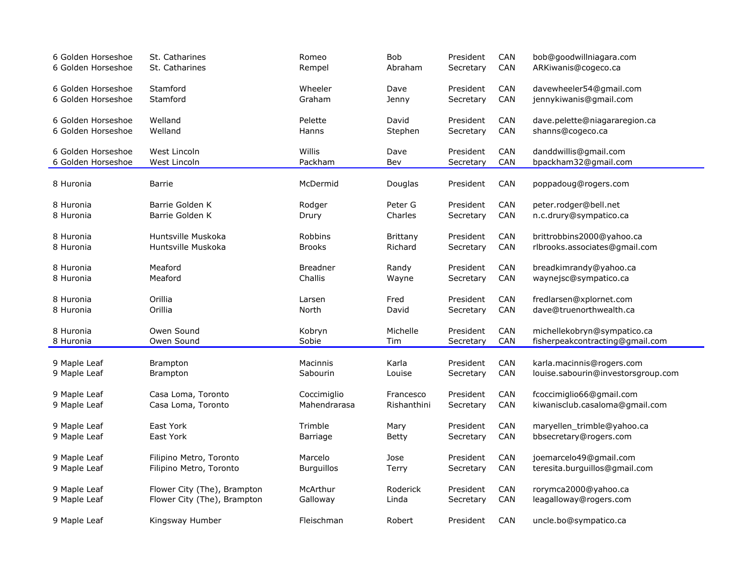| | | | | | | |
|---|---|---|---|---|---|---|
| 6 Golden Horseshoe | St. Catharines | Romeo | Bob | President | CAN | bob@goodwillniagara.com |
| 6 Golden Horseshoe | St. Catharines | Rempel | Abraham | Secretary | CAN | ARKiwanis@cogeco.ca |
| | | | | | | |
| 6 Golden Horseshoe | Stamford | Wheeler | Dave | President | CAN | davewheeler54@gmail.com |
| 6 Golden Horseshoe | Stamford | Graham | Jenny | Secretary | CAN | jennykiwanis@gmail.com |
| | | | | | | |
| 6 Golden Horseshoe | Welland | Pelette | David | President | CAN | dave.pelette@niagararegion.ca |
| 6 Golden Horseshoe | Welland | Hanns | Stephen | Secretary | CAN | shanns@cogeco.ca |
| | | | | | | |
| 6 Golden Horseshoe | West Lincoln | Willis | Dave | President | CAN | danddwillis@gmail.com |
| 6 Golden Horseshoe | West Lincoln | Packham | Bev | Secretary | CAN | bpackham32@gmail.com |
| | | | | | | |
| 8 Huronia | Barrie | McDermid | Douglas | President | CAN | poppadoug@rogers.com |
| | | | | | | |
| 8 Huronia | Barrie Golden K | Rodger | Peter G | President | CAN | peter.rodger@bell.net |
| 8 Huronia | Barrie Golden K | Drury | Charles | Secretary | CAN | n.c.drury@sympatico.ca |
| | | | | | | |
| 8 Huronia | Huntsville Muskoka | Robbins | Brittany | President | CAN | brittrobbins2000@yahoo.ca |
| 8 Huronia | Huntsville Muskoka | Brooks | Richard | Secretary | CAN | rlbrooks.associates@gmail.com |
| | | | | | | |
| 8 Huronia | Meaford | Breadner | Randy | President | CAN | breadkimrandy@yahoo.ca |
| 8 Huronia | Meaford | Challis | Wayne | Secretary | CAN | waynejsc@sympatico.ca |
| | | | | | | |
| 8 Huronia | Orillia | Larsen | Fred | President | CAN | fredlarsen@xplornet.com |
| 8 Huronia | Orillia | North | David | Secretary | CAN | dave@truenorthwealth.ca |
| | | | | | | |
| 8 Huronia | Owen Sound | Kobryn | Michelle | President | CAN | michellekobryn@sympatico.ca |
| 8 Huronia | Owen Sound | Sobie | Tim | Secretary | CAN | fisherpeakcontracting@gmail.com |
| | | | | | | |
| 9 Maple Leaf | Brampton | Macinnis | Karla | President | CAN | karla.macinnis@rogers.com |
| 9 Maple Leaf | Brampton | Sabourin | Louise | Secretary | CAN | louise.sabourin@investorsgroup.com |
| | | | | | | |
| 9 Maple Leaf | Casa Loma, Toronto | Coccimiglio | Francesco | President | CAN | fcoccimiglio66@gmail.com |
| 9 Maple Leaf | Casa Loma, Toronto | Mahendrarasa | Rishanthini | Secretary | CAN | kiwanisclub.casaloma@gmail.com |
| | | | | | | |
| 9 Maple Leaf | East York | Trimble | Mary | President | CAN | maryellen_trimble@yahoo.ca |
| 9 Maple Leaf | East York | Barriage | Betty | Secretary | CAN | bbsecretary@rogers.com |
| | | | | | | |
| 9 Maple Leaf | Filipino Metro, Toronto | Marcelo | Jose | President | CAN | joemarcelo49@gmail.com |
| 9 Maple Leaf | Filipino Metro, Toronto | Burguillos | Terry | Secretary | CAN | teresita.burguillos@gmail.com |
| | | | | | | |
| 9 Maple Leaf | Flower City (The), Brampton | McArthur | Roderick | President | CAN | rorymca2000@yahoo.ca |
| 9 Maple Leaf | Flower City (The), Brampton | Galloway | Linda | Secretary | CAN | leagalloway@rogers.com |
| | | | | | | |
| 9 Maple Leaf | Kingsway Humber | Fleischman | Robert | President | CAN | uncle.bo@sympatico.ca |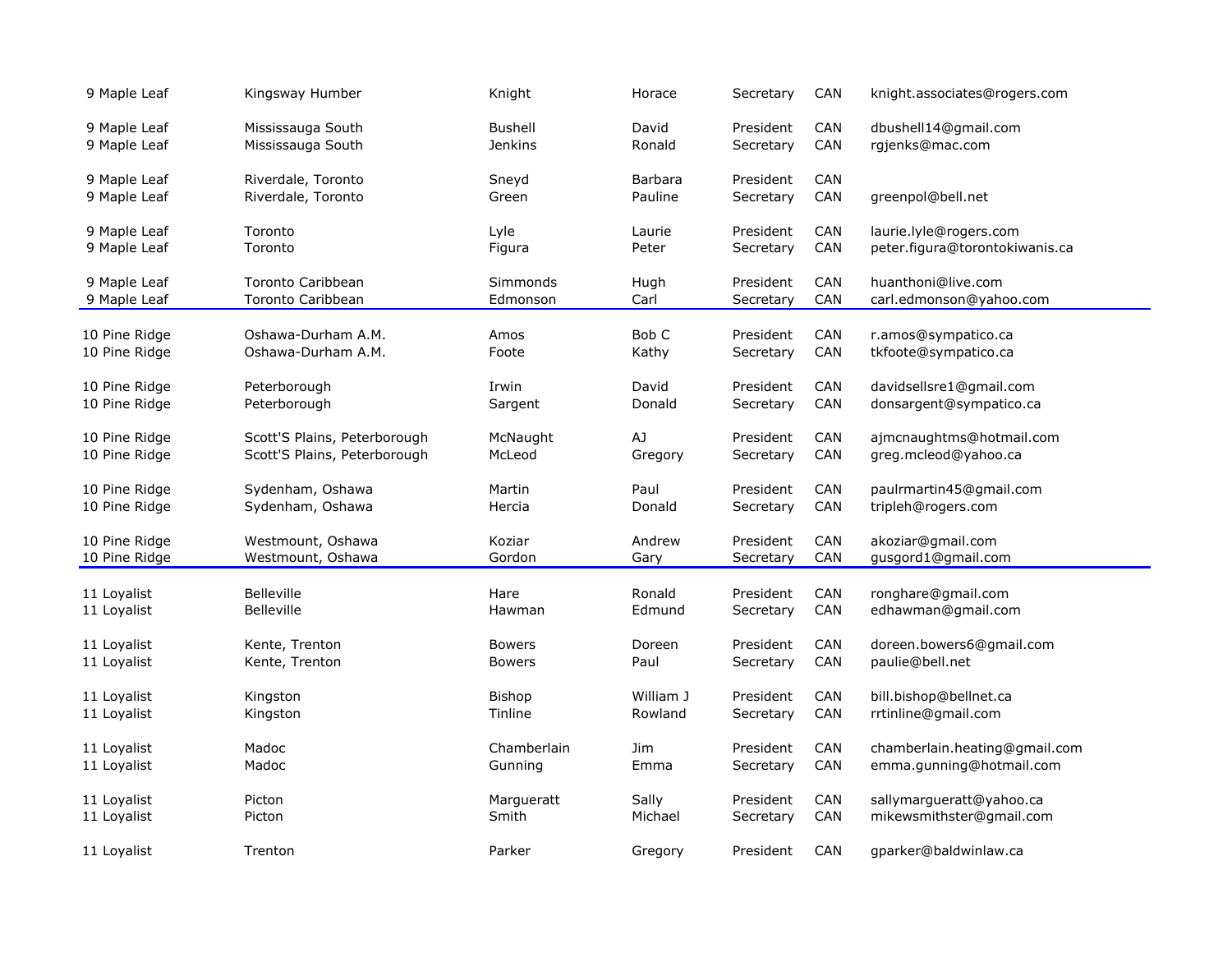| | | | | | | |
|---|---|---|---|---|---|---|
| 9 Maple Leaf | Kingsway Humber | Knight | Horace | Secretary | CAN | knight.associates@rogers.com |
| 9 Maple Leaf | Mississauga South | Bushell | David | President | CAN | dbushell14@gmail.com |
| 9 Maple Leaf | Mississauga South | Jenkins | Ronald | Secretary | CAN | rgjenks@mac.com |
| 9 Maple Leaf | Riverdale, Toronto | Sneyd | Barbara | President | CAN | |
| 9 Maple Leaf | Riverdale, Toronto | Green | Pauline | Secretary | CAN | greenpol@bell.net |
| 9 Maple Leaf | Toronto | Lyle | Laurie | President | CAN | laurie.lyle@rogers.com |
| 9 Maple Leaf | Toronto | Figura | Peter | Secretary | CAN | peter.figura@torontokiwanis.ca |
| 9 Maple Leaf | Toronto Caribbean | Simmonds | Hugh | President | CAN | huanthoni@live.com |
| 9 Maple Leaf | Toronto Caribbean | Edmonson | Carl | Secretary | CAN | carl.edmonson@yahoo.com |
| 10 Pine Ridge | Oshawa-Durham A.M. | Amos | Bob C | President | CAN | r.amos@sympatico.ca |
| 10 Pine Ridge | Oshawa-Durham A.M. | Foote | Kathy | Secretary | CAN | tkfoote@sympatico.ca |
| 10 Pine Ridge | Peterborough | Irwin | David | President | CAN | davidsellsre1@gmail.com |
| 10 Pine Ridge | Peterborough | Sargent | Donald | Secretary | CAN | donsargent@sympatico.ca |
| 10 Pine Ridge | Scott'S Plains, Peterborough | McNaught | AJ | President | CAN | ajmcnaughtms@hotmail.com |
| 10 Pine Ridge | Scott'S Plains, Peterborough | McLeod | Gregory | Secretary | CAN | greg.mcleod@yahoo.ca |
| 10 Pine Ridge | Sydenham, Oshawa | Martin | Paul | President | CAN | paulrmartin45@gmail.com |
| 10 Pine Ridge | Sydenham, Oshawa | Hercia | Donald | Secretary | CAN | tripleh@rogers.com |
| 10 Pine Ridge | Westmount, Oshawa | Koziar | Andrew | President | CAN | akoziar@gmail.com |
| 10 Pine Ridge | Westmount, Oshawa | Gordon | Gary | Secretary | CAN | gusgord1@gmail.com |
| 11 Loyalist | Belleville | Hare | Ronald | President | CAN | ronghare@gmail.com |
| 11 Loyalist | Belleville | Hawman | Edmund | Secretary | CAN | edhawman@gmail.com |
| 11 Loyalist | Kente, Trenton | Bowers | Doreen | President | CAN | doreen.bowers6@gmail.com |
| 11 Loyalist | Kente, Trenton | Bowers | Paul | Secretary | CAN | paulie@bell.net |
| 11 Loyalist | Kingston | Bishop | William J | President | CAN | bill.bishop@bellnet.ca |
| 11 Loyalist | Kingston | Tinline | Rowland | Secretary | CAN | rrtinline@gmail.com |
| 11 Loyalist | Madoc | Chamberlain | Jim | President | CAN | chamberlain.heating@gmail.com |
| 11 Loyalist | Madoc | Gunning | Emma | Secretary | CAN | emma.gunning@hotmail.com |
| 11 Loyalist | Picton | Margueratt | Sally | President | CAN | sallymargueratt@yahoo.ca |
| 11 Loyalist | Picton | Smith | Michael | Secretary | CAN | mikewsmithster@gmail.com |
| 11 Loyalist | Trenton | Parker | Gregory | President | CAN | gparker@baldwinlaw.ca |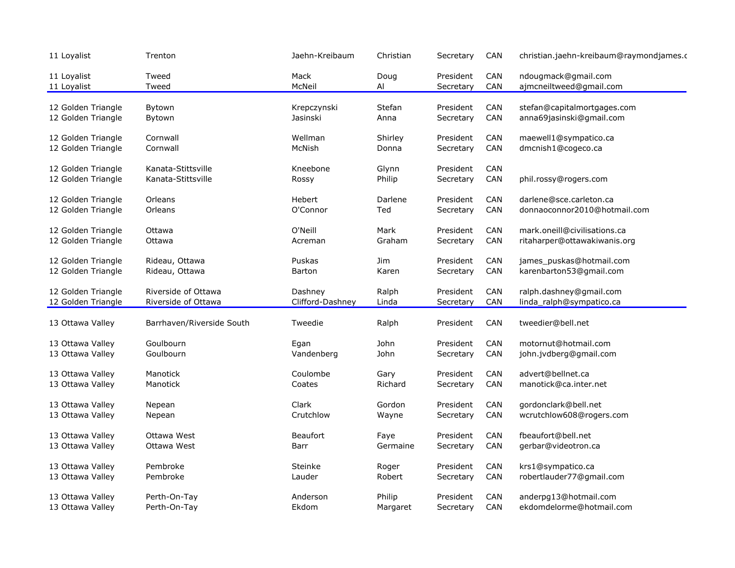| | | | | | | |
|---|---|---|---|---|---|---|
| 11 Loyalist | Trenton | Jaehn-Kreibaum | Christian | Secretary | CAN | christian.jaehn-kreibaum@raymondjames.c |
| 11 Loyalist | Tweed | Mack | Doug | President | CAN | ndougmack@gmail.com |
| 11 Loyalist | Tweed | McNeil | Al | Secretary | CAN | ajmcneiltweed@gmail.com |
| 12 Golden Triangle | Bytown | Krepczynski | Stefan | President | CAN | stefan@capitalmortgages.com |
| 12 Golden Triangle | Bytown | Jasinski | Anna | Secretary | CAN | anna69jasinski@gmail.com |
| 12 Golden Triangle | Cornwall | Wellman | Shirley | President | CAN | maewell1@sympatico.ca |
| 12 Golden Triangle | Cornwall | McNish | Donna | Secretary | CAN | dmcnish1@cogeco.ca |
| 12 Golden Triangle | Kanata-Stittsville | Kneebone | Glynn | President | CAN | |
| 12 Golden Triangle | Kanata-Stittsville | Rossy | Philip | Secretary | CAN | phil.rossy@rogers.com |
| 12 Golden Triangle | Orleans | Hebert | Darlene | President | CAN | darlene@sce.carleton.ca |
| 12 Golden Triangle | Orleans | O'Connor | Ted | Secretary | CAN | donnaoconnor2010@hotmail.com |
| 12 Golden Triangle | Ottawa | O'Neill | Mark | President | CAN | mark.oneill@civilisations.ca |
| 12 Golden Triangle | Ottawa | Acreman | Graham | Secretary | CAN | ritaharper@ottawakiwanis.org |
| 12 Golden Triangle | Rideau, Ottawa | Puskas | Jim | President | CAN | james_puskas@hotmail.com |
| 12 Golden Triangle | Rideau, Ottawa | Barton | Karen | Secretary | CAN | karenbarton53@gmail.com |
| 12 Golden Triangle | Riverside of Ottawa | Dashney | Ralph | President | CAN | ralph.dashney@gmail.com |
| 12 Golden Triangle | Riverside of Ottawa | Clifford-Dashney | Linda | Secretary | CAN | linda_ralph@sympatico.ca |
| 13 Ottawa Valley | Barrhaven/Riverside South | Tweedie | Ralph | President | CAN | tweedier@bell.net |
| 13 Ottawa Valley | Goulbourn | Egan | John | President | CAN | motornut@hotmail.com |
| 13 Ottawa Valley | Goulbourn | Vandenberg | John | Secretary | CAN | john.jvdberg@gmail.com |
| 13 Ottawa Valley | Manotick | Coulombe | Gary | President | CAN | advert@bellnet.ca |
| 13 Ottawa Valley | Manotick | Coates | Richard | Secretary | CAN | manotick@ca.inter.net |
| 13 Ottawa Valley | Nepean | Clark | Gordon | President | CAN | gordonclark@bell.net |
| 13 Ottawa Valley | Nepean | Crutchlow | Wayne | Secretary | CAN | wcrutchlow608@rogers.com |
| 13 Ottawa Valley | Ottawa West | Beaufort | Faye | President | CAN | fbeaufort@bell.net |
| 13 Ottawa Valley | Ottawa West | Barr | Germaine | Secretary | CAN | gerbar@videotron.ca |
| 13 Ottawa Valley | Pembroke | Steinke | Roger | President | CAN | krs1@sympatico.ca |
| 13 Ottawa Valley | Pembroke | Lauder | Robert | Secretary | CAN | robertlauder77@gmail.com |
| 13 Ottawa Valley | Perth-On-Tay | Anderson | Philip | President | CAN | anderpg13@hotmail.com |
| 13 Ottawa Valley | Perth-On-Tay | Ekdom | Margaret | Secretary | CAN | ekdomdelorme@hotmail.com |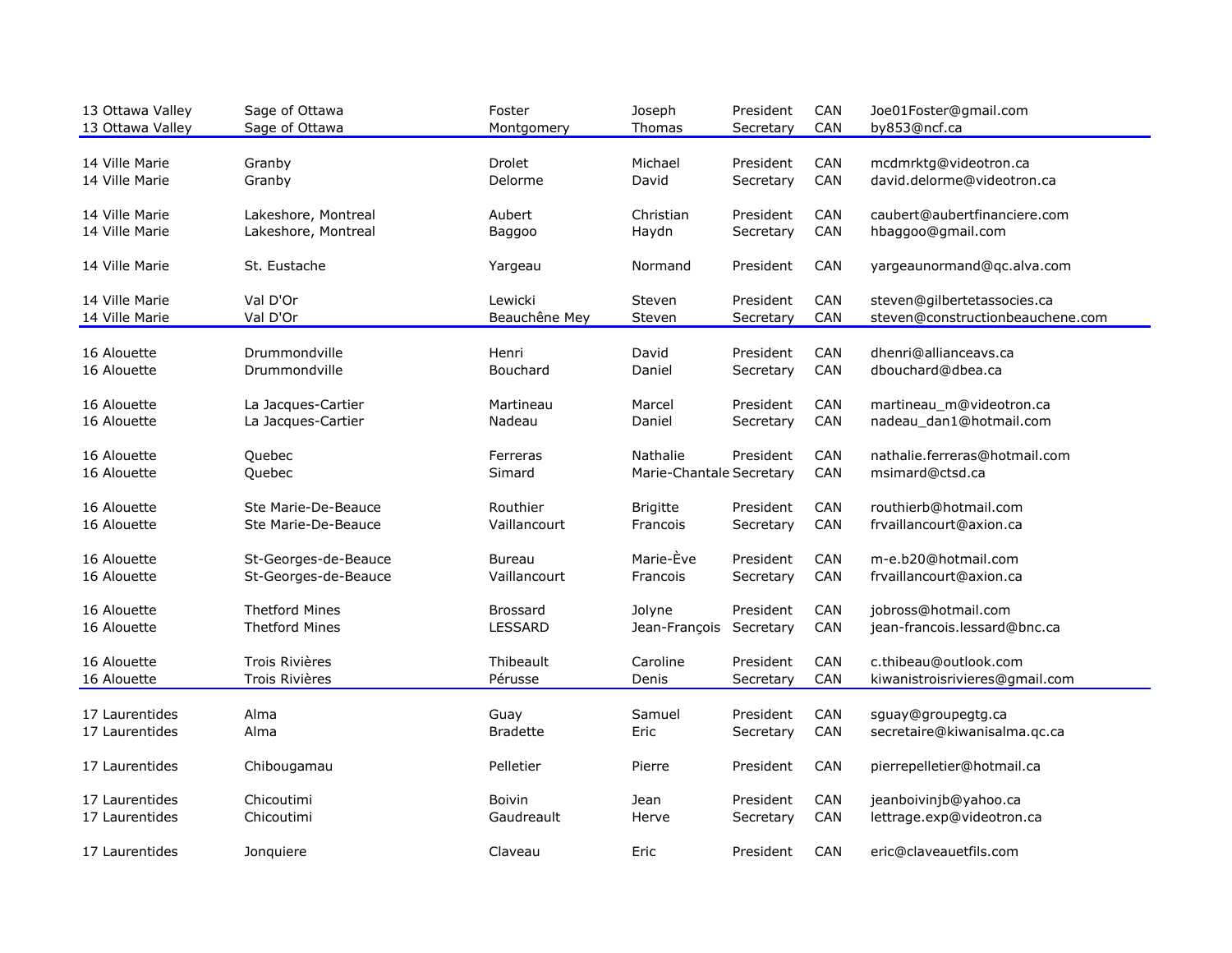| | | | | | | |
|---|---|---|---|---|---|---|
| 13 Ottawa Valley | Sage of Ottawa | Foster | Joseph | President | CAN | Joe01Foster@gmail.com |
| 13 Ottawa Valley | Sage of Ottawa | Montgomery | Thomas | Secretary | CAN | by853@ncf.ca |
| 14 Ville Marie | Granby | Drolet | Michael | President | CAN | mcdmrktg@videotron.ca |
| 14 Ville Marie | Granby | Delorme | David | Secretary | CAN | david.delorme@videotron.ca |
| 14 Ville Marie | Lakeshore, Montreal | Aubert | Christian | President | CAN | caubert@aubertfinanciere.com |
| 14 Ville Marie | Lakeshore, Montreal | Baggoo | Haydn | Secretary | CAN | hbaggoo@gmail.com |
| 14 Ville Marie | St. Eustache | Yargeau | Normand | President | CAN | yargeaunormand@qc.alva.com |
| 14 Ville Marie | Val D'Or | Lewicki | Steven | President | CAN | steven@gilbertetassocies.ca |
| 14 Ville Marie | Val D'Or | Beauchêne Mey | Steven | Secretary | CAN | steven@constructionbeauchene.com |
| 16 Alouette | Drummondville | Henri | David | President | CAN | dhenri@allianceavs.ca |
| 16 Alouette | Drummondville | Bouchard | Daniel | Secretary | CAN | dbouchard@dbea.ca |
| 16 Alouette | La Jacques-Cartier | Martineau | Marcel | President | CAN | martineau_m@videotron.ca |
| 16 Alouette | La Jacques-Cartier | Nadeau | Daniel | Secretary | CAN | nadeau_dan1@hotmail.com |
| 16 Alouette | Quebec | Ferreras | Nathalie | President | CAN | nathalie.ferreras@hotmail.com |
| 16 Alouette | Quebec | Simard | Marie-Chantale | Secretary | CAN | msimard@ctsd.ca |
| 16 Alouette | Ste Marie-De-Beauce | Routhier | Brigitte | President | CAN | routhierb@hotmail.com |
| 16 Alouette | Ste Marie-De-Beauce | Vaillancourt | Francois | Secretary | CAN | frvaillancourt@axion.ca |
| 16 Alouette | St-Georges-de-Beauce | Bureau | Marie-Ève | President | CAN | m-e.b20@hotmail.com |
| 16 Alouette | St-Georges-de-Beauce | Vaillancourt | Francois | Secretary | CAN | frvaillancourt@axion.ca |
| 16 Alouette | Thetford Mines | Brossard | Jolyne | President | CAN | jobross@hotmail.com |
| 16 Alouette | Thetford Mines | LESSARD | Jean-François | Secretary | CAN | jean-francois.lessard@bnc.ca |
| 16 Alouette | Trois Rivières | Thibeault | Caroline | President | CAN | c.thibeau@outlook.com |
| 16 Alouette | Trois Rivières | Pérusse | Denis | Secretary | CAN | kiwanistroisrivieres@gmail.com |
| 17 Laurentides | Alma | Guay | Samuel | President | CAN | sguay@groupegtg.ca |
| 17 Laurentides | Alma | Bradette | Eric | Secretary | CAN | secretaire@kiwanisalma.qc.ca |
| 17 Laurentides | Chibougamau | Pelletier | Pierre | President | CAN | pierrepelletier@hotmail.ca |
| 17 Laurentides | Chicoutimi | Boivin | Jean | President | CAN | jeanboivinjb@yahoo.ca |
| 17 Laurentides | Chicoutimi | Gaudreault | Herve | Secretary | CAN | lettrage.exp@videotron.ca |
| 17 Laurentides | Jonquiere | Claveau | Eric | President | CAN | eric@claveauetfils.com |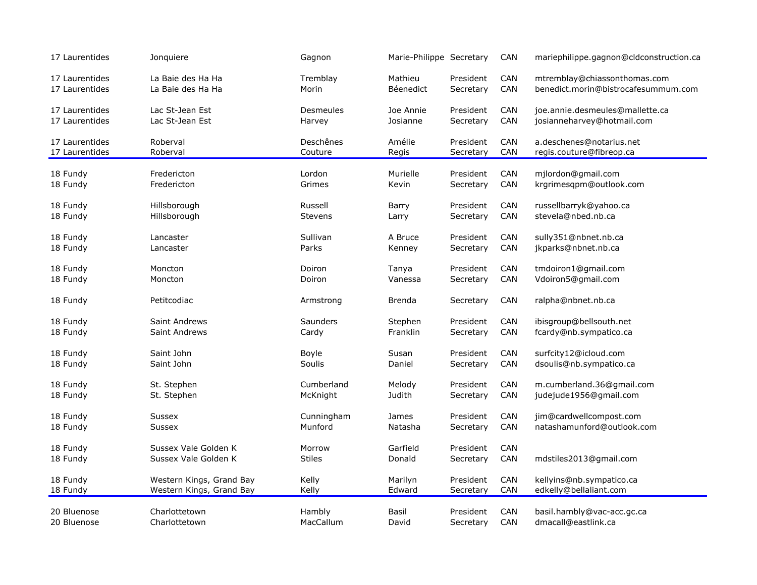| | | | | | | |
|---|---|---|---|---|---|---|
| 17 Laurentides | Jonquiere | Gagnon | Marie-Philippe | Secretary | CAN | mariephilippe.gagnon@cldconstruction.ca |
| 17 Laurentides | La Baie des Ha Ha | Tremblay | Mathieu | President | CAN | mtremblay@chiassonthomas.com |
| 17 Laurentides | La Baie des Ha Ha | Morin | Béenedict | Secretary | CAN | benedict.morin@bistrocafesummum.com |
| 17 Laurentides | Lac St-Jean Est | Desmeules | Joe Annie | President | CAN | joe.annie.desmeules@mallette.ca |
| 17 Laurentides | Lac St-Jean Est | Harvey | Josianne | Secretary | CAN | josianneharvey@hotmail.com |
| 17 Laurentides | Roberval | Deschênes | Amélie | President | CAN | a.deschenes@notarius.net |
| 17 Laurentides | Roberval | Couture | Regis | Secretary | CAN | regis.couture@fibreop.ca |
| 18 Fundy | Fredericton | Lordon | Murielle | President | CAN | mjlordon@gmail.com |
| 18 Fundy | Fredericton | Grimes | Kevin | Secretary | CAN | krgrimesqpm@outlook.com |
| 18 Fundy | Hillsborough | Russell | Barry | President | CAN | russellbarryk@yahoo.ca |
| 18 Fundy | Hillsborough | Stevens | Larry | Secretary | CAN | stevela@nbed.nb.ca |
| 18 Fundy | Lancaster | Sullivan | A Bruce | President | CAN | sully351@nbnet.nb.ca |
| 18 Fundy | Lancaster | Parks | Kenney | Secretary | CAN | jkparks@nbnet.nb.ca |
| 18 Fundy | Moncton | Doiron | Tanya | President | CAN | tmdoiron1@gmail.com |
| 18 Fundy | Moncton | Doiron | Vanessa | Secretary | CAN | Vdoiron5@gmail.com |
| 18 Fundy | Petitcodiac | Armstrong | Brenda | Secretary | CAN | ralpha@nbnet.nb.ca |
| 18 Fundy | Saint Andrews | Saunders | Stephen | President | CAN | ibisgroup@bellsouth.net |
| 18 Fundy | Saint Andrews | Cardy | Franklin | Secretary | CAN | fcardy@nb.sympatico.ca |
| 18 Fundy | Saint John | Boyle | Susan | President | CAN | surfcity12@icloud.com |
| 18 Fundy | Saint John | Soulis | Daniel | Secretary | CAN | dsoulis@nb.sympatico.ca |
| 18 Fundy | St. Stephen | Cumberland | Melody | President | CAN | m.cumberland.36@gmail.com |
| 18 Fundy | St. Stephen | McKnight | Judith | Secretary | CAN | judejude1956@gmail.com |
| 18 Fundy | Sussex | Cunningham | James | President | CAN | jim@cardwellcompost.com |
| 18 Fundy | Sussex | Munford | Natasha | Secretary | CAN | natashamunford@outlook.com |
| 18 Fundy | Sussex Vale Golden K | Morrow | Garfield | President | CAN | |
| 18 Fundy | Sussex Vale Golden K | Stiles | Donald | Secretary | CAN | mdstiles2013@gmail.com |
| 18 Fundy | Western Kings, Grand Bay | Kelly | Marilyn | President | CAN | kellyins@nb.sympatico.ca |
| 18 Fundy | Western Kings, Grand Bay | Kelly | Edward | Secretary | CAN | edkelly@bellaliant.com |
| 20 Bluenose | Charlottetown | Hambly | Basil | President | CAN | basil.hambly@vac-acc.gc.ca |
| 20 Bluenose | Charlottetown | MacCallum | David | Secretary | CAN | dmacall@eastlink.ca |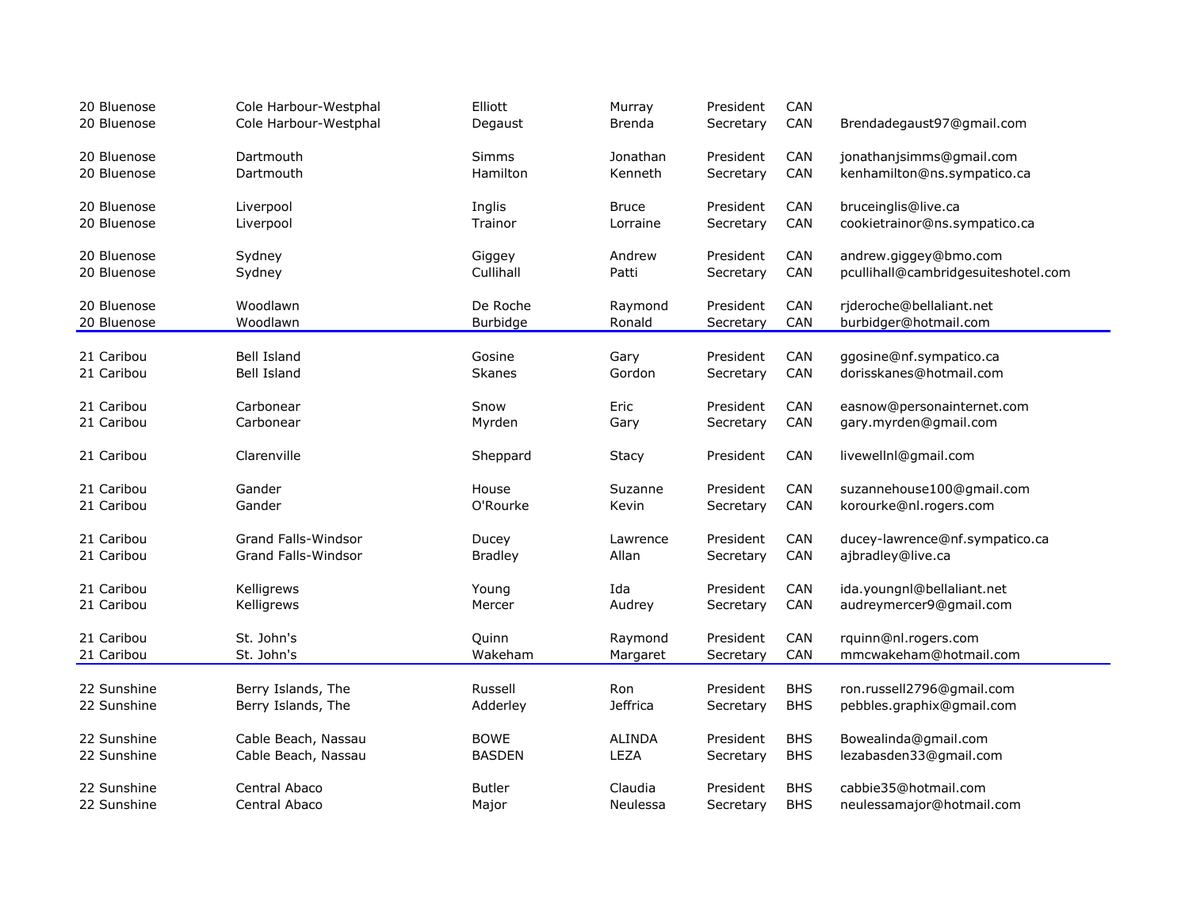| | | | | | | |
|---|---|---|---|---|---|---|
| 20 Bluenose | Cole Harbour-Westphal | Elliott | Murray | President | CAN | |
| 20 Bluenose | Cole Harbour-Westphal | Degaust | Brenda | Secretary | CAN | Brendadegaust97@gmail.com |
| 20 Bluenose | Dartmouth | Simms | Jonathan | President | CAN | jonathanjsimms@gmail.com |
| 20 Bluenose | Dartmouth | Hamilton | Kenneth | Secretary | CAN | kenhamilton@ns.sympatico.ca |
| 20 Bluenose | Liverpool | Inglis | Bruce | President | CAN | bruceinglis@live.ca |
| 20 Bluenose | Liverpool | Trainor | Lorraine | Secretary | CAN | cookietrainor@ns.sympatico.ca |
| 20 Bluenose | Sydney | Giggey | Andrew | President | CAN | andrew.giggey@bmo.com |
| 20 Bluenose | Sydney | Cullihall | Patti | Secretary | CAN | pcullihall@cambridgesuiteshotel.com |
| 20 Bluenose | Woodlawn | De Roche | Raymond | President | CAN | rjderoche@bellaliant.net |
| 20 Bluenose | Woodlawn | Burbidge | Ronald | Secretary | CAN | burbidger@hotmail.com |
| 21 Caribou | Bell Island | Gosine | Gary | President | CAN | ggosine@nf.sympatico.ca |
| 21 Caribou | Bell Island | Skanes | Gordon | Secretary | CAN | dorisskanes@hotmail.com |
| 21 Caribou | Carbonear | Snow | Eric | President | CAN | easnow@personainternet.com |
| 21 Caribou | Carbonear | Myrden | Gary | Secretary | CAN | gary.myrden@gmail.com |
| 21 Caribou | Clarenville | Sheppard | Stacy | President | CAN | livewellnl@gmail.com |
| 21 Caribou | Gander | House | Suzanne | President | CAN | suzannehouse100@gmail.com |
| 21 Caribou | Gander | O'Rourke | Kevin | Secretary | CAN | korourke@nl.rogers.com |
| 21 Caribou | Grand Falls-Windsor | Ducey | Lawrence | President | CAN | ducey-lawrence@nf.sympatico.ca |
| 21 Caribou | Grand Falls-Windsor | Bradley | Allan | Secretary | CAN | ajbradley@live.ca |
| 21 Caribou | Kelligrews | Young | Ida | President | CAN | ida.youngnl@bellaliant.net |
| 21 Caribou | Kelligrews | Mercer | Audrey | Secretary | CAN | audreymercer9@gmail.com |
| 21 Caribou | St. John's | Quinn | Raymond | President | CAN | rquinn@nl.rogers.com |
| 21 Caribou | St. John's | Wakeham | Margaret | Secretary | CAN | mmcwakeham@hotmail.com |
| 22 Sunshine | Berry Islands, The | Russell | Ron | President | BHS | ron.russell2796@gmail.com |
| 22 Sunshine | Berry Islands, The | Adderley | Jeffrica | Secretary | BHS | pebbles.graphix@gmail.com |
| 22 Sunshine | Cable Beach, Nassau | BOWE | ALINDA | President | BHS | Bowealinda@gmail.com |
| 22 Sunshine | Cable Beach, Nassau | BASDEN | LEZA | Secretary | BHS | lezabasden33@gmail.com |
| 22 Sunshine | Central Abaco | Butler | Claudia | President | BHS | cabbie35@hotmail.com |
| 22 Sunshine | Central Abaco | Major | Neulessa | Secretary | BHS | neulessamajor@hotmail.com |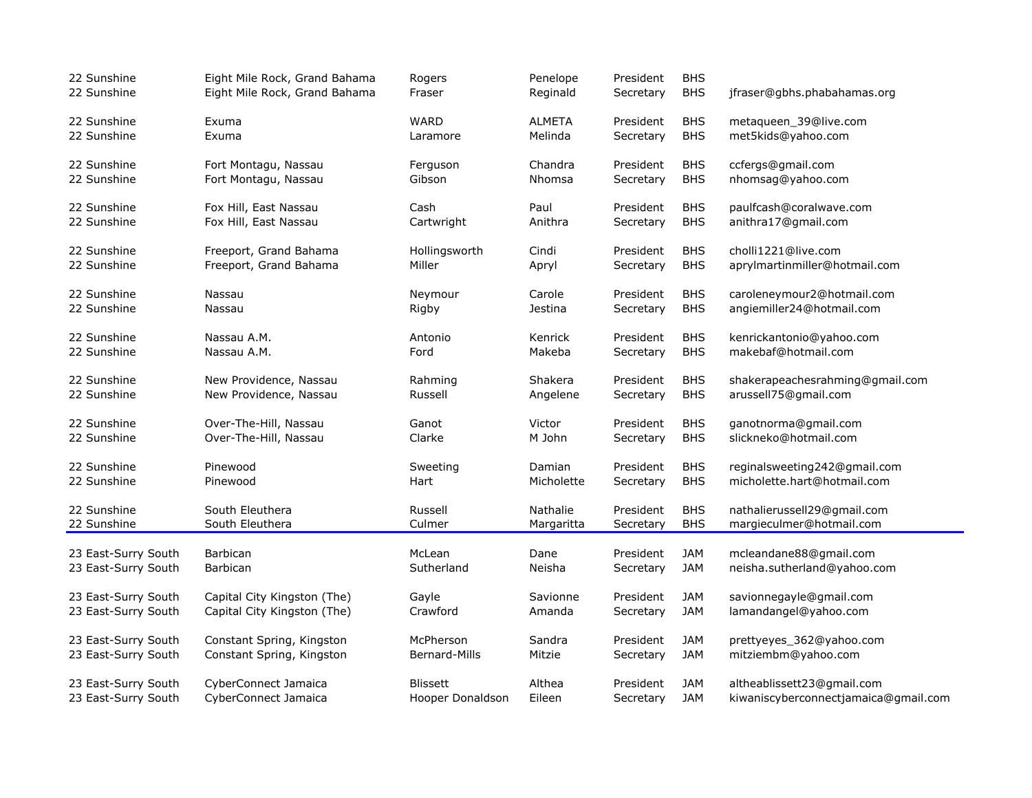| | | | | | | |
|---|---|---|---|---|---|---|
| 22 Sunshine | Eight Mile Rock, Grand Bahama | Rogers | Penelope | President | BHS | |
| 22 Sunshine | Eight Mile Rock, Grand Bahama | Fraser | Reginald | Secretary | BHS | jfraser@gbhs.phabahamas.org |
| 22 Sunshine | Exuma | WARD | ALMETA | President | BHS | metaqueen_39@live.com |
| 22 Sunshine | Exuma | Laramore | Melinda | Secretary | BHS | met5kids@yahoo.com |
| 22 Sunshine | Fort Montagu, Nassau | Ferguson | Chandra | President | BHS | ccfergs@gmail.com |
| 22 Sunshine | Fort Montagu, Nassau | Gibson | Nhomsa | Secretary | BHS | nhomsag@yahoo.com |
| 22 Sunshine | Fox Hill, East Nassau | Cash | Paul | President | BHS | paulfcash@coralwave.com |
| 22 Sunshine | Fox Hill, East Nassau | Cartwright | Anithra | Secretary | BHS | anithra17@gmail.com |
| 22 Sunshine | Freeport, Grand Bahama | Hollingsworth | Cindi | President | BHS | cholli1221@live.com |
| 22 Sunshine | Freeport, Grand Bahama | Miller | Apryl | Secretary | BHS | aprylmartinmiller@hotmail.com |
| 22 Sunshine | Nassau | Neymour | Carole | President | BHS | caroleneymour2@hotmail.com |
| 22 Sunshine | Nassau | Rigby | Jestina | Secretary | BHS | angiemiller24@hotmail.com |
| 22 Sunshine | Nassau A.M. | Antonio | Kenrick | President | BHS | kenrickantonio@yahoo.com |
| 22 Sunshine | Nassau A.M. | Ford | Makeba | Secretary | BHS | makebaf@hotmail.com |
| 22 Sunshine | New Providence, Nassau | Rahming | Shakera | President | BHS | shakerapeachesrahming@gmail.com |
| 22 Sunshine | New Providence, Nassau | Russell | Angelene | Secretary | BHS | arussell75@gmail.com |
| 22 Sunshine | Over-The-Hill, Nassau | Ganot | Victor | President | BHS | ganotnorma@gmail.com |
| 22 Sunshine | Over-The-Hill, Nassau | Clarke | M John | Secretary | BHS | slickneko@hotmail.com |
| 22 Sunshine | Pinewood | Sweeting | Damian | President | BHS | reginalsweeting242@gmail.com |
| 22 Sunshine | Pinewood | Hart | Micholette | Secretary | BHS | micholette.hart@hotmail.com |
| 22 Sunshine | South Eleuthera | Russell | Nathalie | President | BHS | nathalierussell29@gmail.com |
| 22 Sunshine | South Eleuthera | Culmer | Margaritta | Secretary | BHS | margieculmer@hotmail.com |
| 23 East-Surry South | Barbican | McLean | Dane | President | JAM | mcleandane88@gmail.com |
| 23 East-Surry South | Barbican | Sutherland | Neisha | Secretary | JAM | neisha.sutherland@yahoo.com |
| 23 East-Surry South | Capital City Kingston (The) | Gayle | Savionne | President | JAM | savionnegayle@gmail.com |
| 23 East-Surry South | Capital City Kingston (The) | Crawford | Amanda | Secretary | JAM | lamandangel@yahoo.com |
| 23 East-Surry South | Constant Spring, Kingston | McPherson | Sandra | President | JAM | prettyeyes_362@yahoo.com |
| 23 East-Surry South | Constant Spring, Kingston | Bernard-Mills | Mitzie | Secretary | JAM | mitziembm@yahoo.com |
| 23 East-Surry South | CyberConnect Jamaica | Blissett | Althea | President | JAM | altheablissett23@gmail.com |
| 23 East-Surry South | CyberConnect Jamaica | Hooper Donaldson | Eileen | Secretary | JAM | kiwaniscyberconnectjamaica@gmail.com |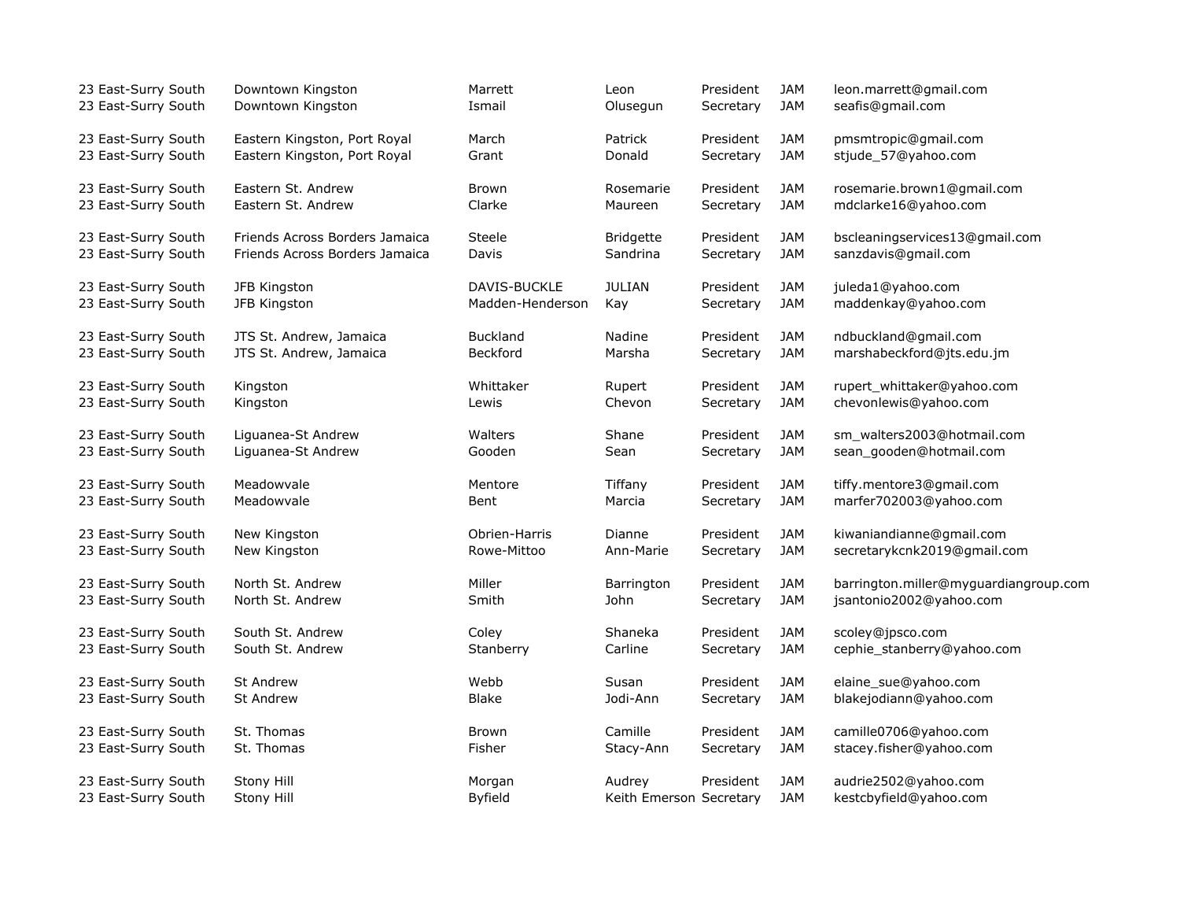| | | | | | | |
|---|---|---|---|---|---|---|
| 23 East-Surry South | Downtown Kingston | Marrett | Leon | President | JAM | leon.marrett@gmail.com |
| 23 East-Surry South | Downtown Kingston | Ismail | Olusegun | Secretary | JAM | seafis@gmail.com |
| 23 East-Surry South | Eastern Kingston, Port Royal | March | Patrick | President | JAM | pmsmtropic@gmail.com |
| 23 East-Surry South | Eastern Kingston, Port Royal | Grant | Donald | Secretary | JAM | stjude_57@yahoo.com |
| 23 East-Surry South | Eastern St. Andrew | Brown | Rosemarie | President | JAM | rosemarie.brown1@gmail.com |
| 23 East-Surry South | Eastern St. Andrew | Clarke | Maureen | Secretary | JAM | mdclarke16@yahoo.com |
| 23 East-Surry South | Friends Across Borders Jamaica | Steele | Bridgette | President | JAM | bscleaningservices13@gmail.com |
| 23 East-Surry South | Friends Across Borders Jamaica | Davis | Sandrina | Secretary | JAM | sanzdavis@gmail.com |
| 23 East-Surry South | JFB Kingston | DAVIS-BUCKLE | JULIAN | President | JAM | juleda1@yahoo.com |
| 23 East-Surry South | JFB Kingston | Madden-Henderson | Kay | Secretary | JAM | maddenkay@yahoo.com |
| 23 East-Surry South | JTS St. Andrew, Jamaica | Buckland | Nadine | President | JAM | ndbuckland@gmail.com |
| 23 East-Surry South | JTS St. Andrew, Jamaica | Beckford | Marsha | Secretary | JAM | marshabeckford@jts.edu.jm |
| 23 East-Surry South | Kingston | Whittaker | Rupert | President | JAM | rupert_whittaker@yahoo.com |
| 23 East-Surry South | Kingston | Lewis | Chevon | Secretary | JAM | chevonlewis@yahoo.com |
| 23 East-Surry South | Liguanea-St Andrew | Walters | Shane | President | JAM | sm_walters2003@hotmail.com |
| 23 East-Surry South | Liguanea-St Andrew | Gooden | Sean | Secretary | JAM | sean_gooden@hotmail.com |
| 23 East-Surry South | Meadowvale | Mentore | Tiffany | President | JAM | tiffy.mentore3@gmail.com |
| 23 East-Surry South | Meadowvale | Bent | Marcia | Secretary | JAM | marfer702003@yahoo.com |
| 23 East-Surry South | New Kingston | Obrien-Harris | Dianne | President | JAM | kiwaniandianne@gmail.com |
| 23 East-Surry South | New Kingston | Rowe-Mittoo | Ann-Marie | Secretary | JAM | secretarykcnk2019@gmail.com |
| 23 East-Surry South | North St. Andrew | Miller | Barrington | President | JAM | barrington.miller@myguardiangroup.com |
| 23 East-Surry South | North St. Andrew | Smith | John | Secretary | JAM | jsantonio2002@yahoo.com |
| 23 East-Surry South | South St. Andrew | Coley | Shaneka | President | JAM | scoley@jpsco.com |
| 23 East-Surry South | South St. Andrew | Stanberry | Carline | Secretary | JAM | cephie_stanberry@yahoo.com |
| 23 East-Surry South | St Andrew | Webb | Susan | President | JAM | elaine_sue@yahoo.com |
| 23 East-Surry South | St Andrew | Blake | Jodi-Ann | Secretary | JAM | blakejodiann@yahoo.com |
| 23 East-Surry South | St. Thomas | Brown | Camille | President | JAM | camille0706@yahoo.com |
| 23 East-Surry South | St. Thomas | Fisher | Stacy-Ann | Secretary | JAM | stacey.fisher@yahoo.com |
| 23 East-Surry South | Stony Hill | Morgan | Audrey | President | JAM | audrie2502@yahoo.com |
| 23 East-Surry South | Stony Hill | Byfield | Keith Emerson | Secretary | JAM | kestcbyfield@yahoo.com |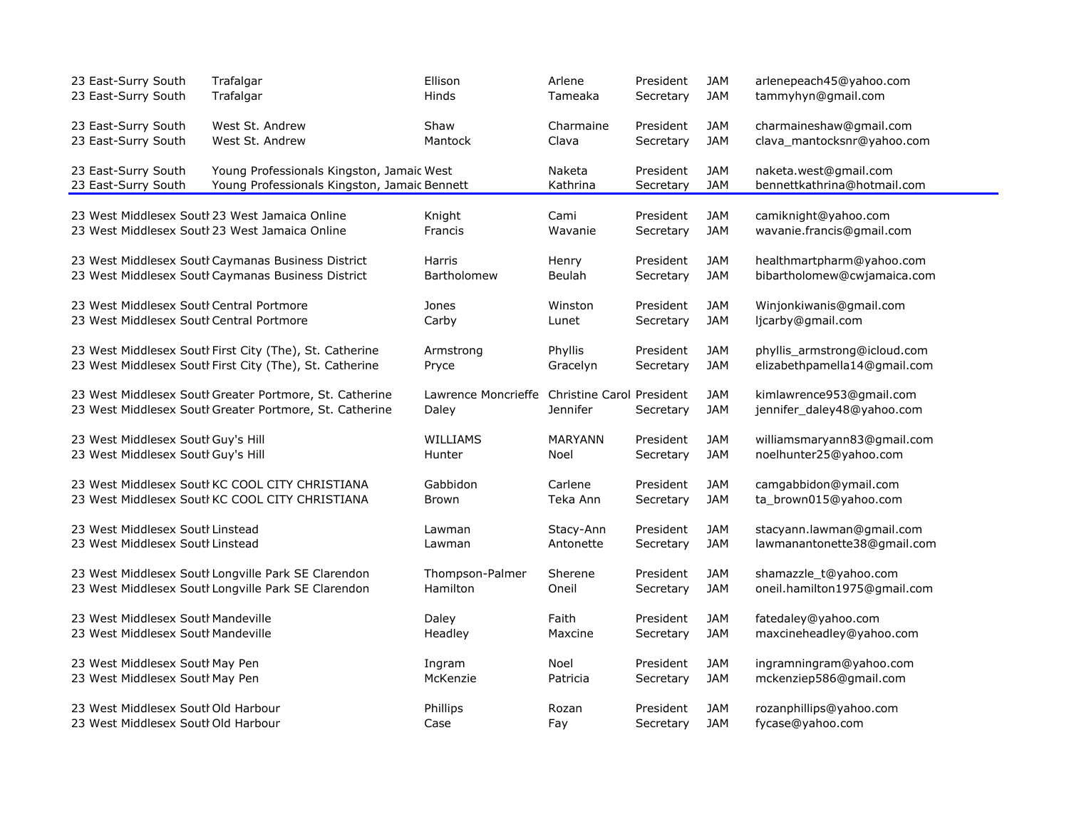| | | | | | | |
|---|---|---|---|---|---|---|
| 23 East-Surry South | Trafalgar | Ellison | Arlene | President | JAM | arlenepeach45@yahoo.com |
| 23 East-Surry South | Trafalgar | Hinds | Tameaka | Secretary | JAM | tammyhyn@gmail.com |
| 23 East-Surry South | West St. Andrew | Shaw | Charmaine | President | JAM | charmaineshaw@gmail.com |
| 23 East-Surry South | West St. Andrew | Mantock | Clava | Secretary | JAM | clava_mantocksnr@yahoo.com |
| 23 East-Surry South | Young Professionals Kingston, Jamaic | West | Naketa | President | JAM | naketa.west@gmail.com |
| 23 East-Surry South | Young Professionals Kingston, Jamaic | Bennett | Kathrina | Secretary | JAM | bennettkathrina@hotmail.com |
| 23 West Middlesex Soutl | 23 West Jamaica Online | Knight | Cami | President | JAM | camiknight@yahoo.com |
| 23 West Middlesex Soutl | 23 West Jamaica Online | Francis | Wavanie | Secretary | JAM | wavanie.francis@gmail.com |
| 23 West Middlesex Soutl | Caymanas Business District | Harris | Henry | President | JAM | healthmartpharm@yahoo.com |
| 23 West Middlesex Soutl | Caymanas Business District | Bartholomew | Beulah | Secretary | JAM | bibartholomew@cwjamaica.com |
| 23 West Middlesex Soutl | Central Portmore | Jones | Winston | President | JAM | Winjonkiwanis@gmail.com |
| 23 West Middlesex Soutl | Central Portmore | Carby | Lunet | Secretary | JAM | ljcarby@gmail.com |
| 23 West Middlesex Soutl | First City (The), St. Catherine | Armstrong | Phyllis | President | JAM | phyllis_armstrong@icloud.com |
| 23 West Middlesex Soutl | First City (The), St. Catherine | Pryce | Gracelyn | Secretary | JAM | elizabethpamella14@gmail.com |
| 23 West Middlesex Soutl | Greater Portmore, St. Catherine | Lawrence Moncrieffe | Christine Carol | President | JAM | kimlawrence953@gmail.com |
| 23 West Middlesex Soutl | Greater Portmore, St. Catherine | Daley | Jennifer | Secretary | JAM | jennifer_daley48@yahoo.com |
| 23 West Middlesex Soutl | Guy's Hill | WILLIAMS | MARYANN | President | JAM | williamsmaryann83@gmail.com |
| 23 West Middlesex Soutl | Guy's Hill | Hunter | Noel | Secretary | JAM | noelhunter25@yahoo.com |
| 23 West Middlesex Soutl | KC COOL CITY CHRISTIANA | Gabbidon | Carlene | President | JAM | camgabbidon@ymail.com |
| 23 West Middlesex Soutl | KC COOL CITY CHRISTIANA | Brown | Teka Ann | Secretary | JAM | ta_brown015@yahoo.com |
| 23 West Middlesex Soutl | Linstead | Lawman | Stacy-Ann | President | JAM | stacyann.lawman@gmail.com |
| 23 West Middlesex Soutl | Linstead | Lawman | Antonette | Secretary | JAM | lawmanantonette38@gmail.com |
| 23 West Middlesex Soutl | Longville Park SE Clarendon | Thompson-Palmer | Sherene | President | JAM | shamazzle_t@yahoo.com |
| 23 West Middlesex Soutl | Longville Park SE Clarendon | Hamilton | Oneil | Secretary | JAM | oneil.hamilton1975@gmail.com |
| 23 West Middlesex Soutl | Mandeville | Daley | Faith | President | JAM | fatedaley@yahoo.com |
| 23 West Middlesex Soutl | Mandeville | Headley | Maxcine | Secretary | JAM | maxcineheadley@yahoo.com |
| 23 West Middlesex Soutl | May Pen | Ingram | Noel | President | JAM | ingramningram@yahoo.com |
| 23 West Middlesex Soutl | May Pen | McKenzie | Patricia | Secretary | JAM | mckenziep586@gmail.com |
| 23 West Middlesex Soutl | Old Harbour | Phillips | Rozan | President | JAM | rozanphillips@yahoo.com |
| 23 West Middlesex Soutl | Old Harbour | Case | Fay | Secretary | JAM | fycase@yahoo.com |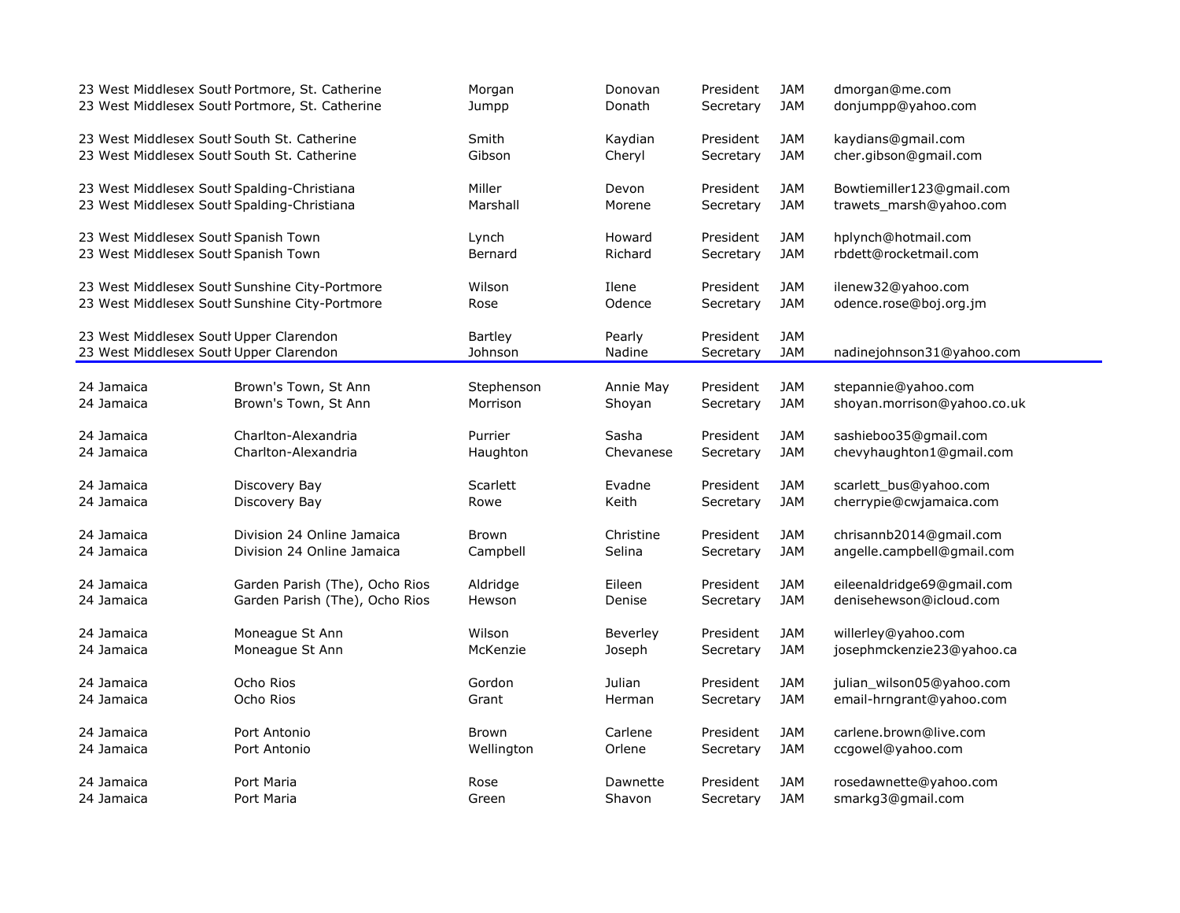| | | | | | | |
|---|---|---|---|---|---|---|
| 23 West Middlesex South | Portmore, St. Catherine | Morgan | Donovan | President | JAM | dmorgan@me.com |
| 23 West Middlesex South | Portmore, St. Catherine | Jumpp | Donath | Secretary | JAM | donjumpp@yahoo.com |
| 23 West Middlesex South | South St. Catherine | Smith | Kaydian | President | JAM | kaydians@gmail.com |
| 23 West Middlesex South | South St. Catherine | Gibson | Cheryl | Secretary | JAM | cher.gibson@gmail.com |
| 23 West Middlesex South | Spalding-Christiana | Miller | Devon | President | JAM | Bowtiemiller123@gmail.com |
| 23 West Middlesex South | Spalding-Christiana | Marshall | Morene | Secretary | JAM | trawets_marsh@yahoo.com |
| 23 West Middlesex South | Spanish Town | Lynch | Howard | President | JAM | hplynch@hotmail.com |
| 23 West Middlesex South | Spanish Town | Bernard | Richard | Secretary | JAM | rbdett@rocketmail.com |
| 23 West Middlesex South | Sunshine City-Portmore | Wilson | Ilene | President | JAM | ilenew32@yahoo.com |
| 23 West Middlesex South | Sunshine City-Portmore | Rose | Odence | Secretary | JAM | odence.rose@boj.org.jm |
| 23 West Middlesex South | Upper Clarendon | Bartley | Pearly | President | JAM | |
| 23 West Middlesex South | Upper Clarendon | Johnson | Nadine | Secretary | JAM | nadinejohnson31@yahoo.com |
| 24 Jamaica | Brown's Town, St Ann | Stephenson | Annie May | President | JAM | stepannie@yahoo.com |
| 24 Jamaica | Brown's Town, St Ann | Morrison | Shoyan | Secretary | JAM | shoyan.morrison@yahoo.co.uk |
| 24 Jamaica | Charlton-Alexandria | Purrier | Sasha | President | JAM | sashieboo35@gmail.com |
| 24 Jamaica | Charlton-Alexandria | Haughton | Chevanese | Secretary | JAM | chevyhaughton1@gmail.com |
| 24 Jamaica | Discovery Bay | Scarlett | Evadne | President | JAM | scarlett_bus@yahoo.com |
| 24 Jamaica | Discovery Bay | Rowe | Keith | Secretary | JAM | cherrypie@cwjamaica.com |
| 24 Jamaica | Division 24 Online Jamaica | Brown | Christine | President | JAM | chrisannb2014@gmail.com |
| 24 Jamaica | Division 24 Online Jamaica | Campbell | Selina | Secretary | JAM | angelle.campbell@gmail.com |
| 24 Jamaica | Garden Parish (The), Ocho Rios | Aldridge | Eileen | President | JAM | eileenaldridge69@gmail.com |
| 24 Jamaica | Garden Parish (The), Ocho Rios | Hewson | Denise | Secretary | JAM | denisehewson@icloud.com |
| 24 Jamaica | Moneague St Ann | Wilson | Beverley | President | JAM | willerley@yahoo.com |
| 24 Jamaica | Moneague St Ann | McKenzie | Joseph | Secretary | JAM | josephmckenzie23@yahoo.ca |
| 24 Jamaica | Ocho Rios | Gordon | Julian | President | JAM | julian_wilson05@yahoo.com |
| 24 Jamaica | Ocho Rios | Grant | Herman | Secretary | JAM | email-hrngrant@yahoo.com |
| 24 Jamaica | Port Antonio | Brown | Carlene | President | JAM | carlene.brown@live.com |
| 24 Jamaica | Port Antonio | Wellington | Orlene | Secretary | JAM | ccgowel@yahoo.com |
| 24 Jamaica | Port Maria | Rose | Dawnette | President | JAM | rosedawnette@yahoo.com |
| 24 Jamaica | Port Maria | Green | Shavon | Secretary | JAM | smarkg3@gmail.com |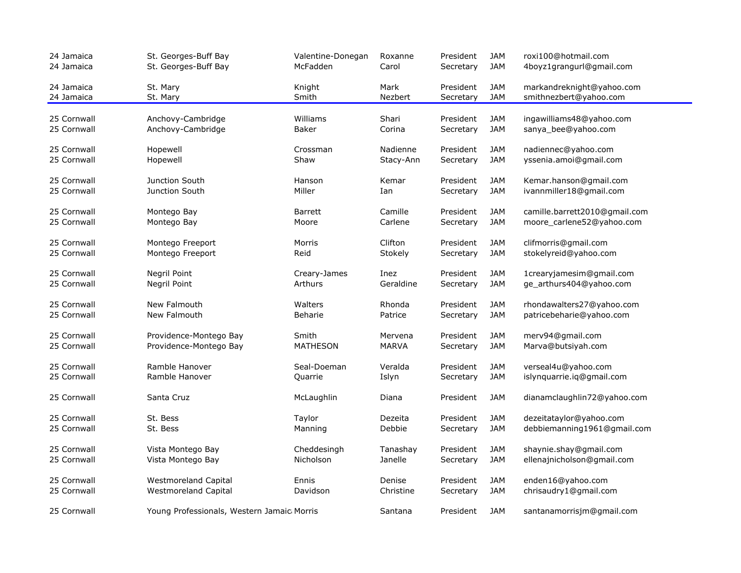| | | | | | | |
|---|---|---|---|---|---|---|
| 24 Jamaica | St. Georges-Buff Bay | Valentine-Donegan | Roxanne | President | JAM | roxi100@hotmail.com |
| 24 Jamaica | St. Georges-Buff Bay | McFadden | Carol | Secretary | JAM | 4boyz1grangurl@gmail.com |
| 24 Jamaica | St. Mary | Knight | Mark | President | JAM | markandreknight@yahoo.com |
| 24 Jamaica | St. Mary | Smith | Nezbert | Secretary | JAM | smithnezbert@yahoo.com |
| 25 Cornwall | Anchovy-Cambridge | Williams | Shari | President | JAM | ingawilliams48@yahoo.com |
| 25 Cornwall | Anchovy-Cambridge | Baker | Corina | Secretary | JAM | sanya_bee@yahoo.com |
| 25 Cornwall | Hopewell | Crossman | Nadienne | President | JAM | nadiennec@yahoo.com |
| 25 Cornwall | Hopewell | Shaw | Stacy-Ann | Secretary | JAM | yssenia.amoi@gmail.com |
| 25 Cornwall | Junction South | Hanson | Kemar | President | JAM | Kemar.hanson@gmail.com |
| 25 Cornwall | Junction South | Miller | Ian | Secretary | JAM | ivannmiller18@gmail.com |
| 25 Cornwall | Montego Bay | Barrett | Camille | President | JAM | camille.barrett2010@gmail.com |
| 25 Cornwall | Montego Bay | Moore | Carlene | Secretary | JAM | moore_carlene52@yahoo.com |
| 25 Cornwall | Montego Freeport | Morris | Clifton | President | JAM | clifmorris@gmail.com |
| 25 Cornwall | Montego Freeport | Reid | Stokely | Secretary | JAM | stokelyreid@yahoo.com |
| 25 Cornwall | Negril Point | Creary-James | Inez | President | JAM | 1crearyjamesim@gmail.com |
| 25 Cornwall | Negril Point | Arthurs | Geraldine | Secretary | JAM | ge_arthurs404@yahoo.com |
| 25 Cornwall | New Falmouth | Walters | Rhonda | President | JAM | rhondawalters27@yahoo.com |
| 25 Cornwall | New Falmouth | Beharie | Patrice | Secretary | JAM | patricebeharie@yahoo.com |
| 25 Cornwall | Providence-Montego Bay | Smith | Mervena | President | JAM | merv94@gmail.com |
| 25 Cornwall | Providence-Montego Bay | MATHESON | MARVA | Secretary | JAM | Marva@butsiyah.com |
| 25 Cornwall | Ramble Hanover | Seal-Doeman | Veralda | President | JAM | verseal4u@yahoo.com |
| 25 Cornwall | Ramble Hanover | Quarrie | Islyn | Secretary | JAM | islynquarrie.iq@gmail.com |
| 25 Cornwall | Santa Cruz | McLaughlin | Diana | President | JAM | dianamclaughlin72@yahoo.com |
| 25 Cornwall | St. Bess | Taylor | Dezeita | President | JAM | dezeitataylor@yahoo.com |
| 25 Cornwall | St. Bess | Manning | Debbie | Secretary | JAM | debbiemanning1961@gmail.com |
| 25 Cornwall | Vista Montego Bay | Cheddesingh | Tanashay | President | JAM | shaynie.shay@gmail.com |
| 25 Cornwall | Vista Montego Bay | Nicholson | Janelle | Secretary | JAM | ellenajnicholson@gmail.com |
| 25 Cornwall | Westmoreland Capital | Ennis | Denise | President | JAM | enden16@yahoo.com |
| 25 Cornwall | Westmoreland Capital | Davidson | Christine | Secretary | JAM | chrisaudry1@gmail.com |
| 25 Cornwall | Young Professionals, Western Jamaica | Morris | Santana | President | JAM | santanamorrisjm@gmail.com |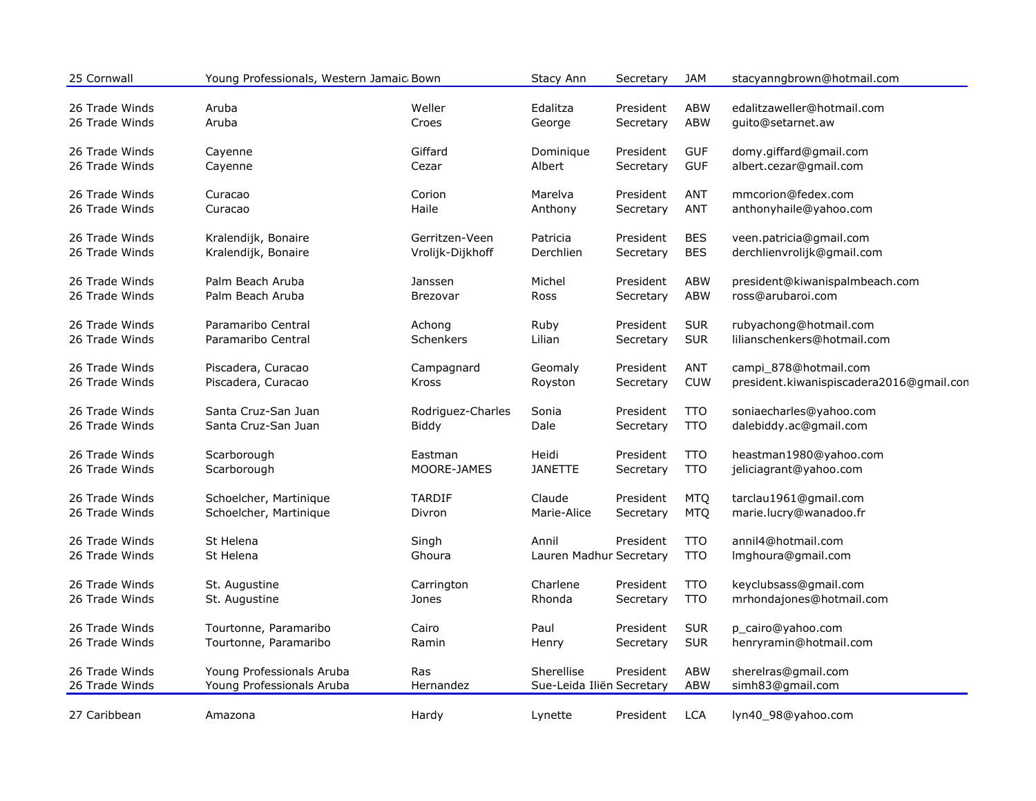| | | | | | | |
|---|---|---|---|---|---|---|
| 25 Cornwall | Young Professionals, Western Jamaica | Bown | Stacy Ann | Secretary | JAM | stacyanngbrown@hotmail.com |
| 26 Trade Winds | Aruba | Weller | Edalitza | President | ABW | edalitzaweller@hotmail.com |
| 26 Trade Winds | Aruba | Croes | George | Secretary | ABW | guito@setarnet.aw |
| 26 Trade Winds | Cayenne | Giffard | Dominique | President | GUF | domy.giffard@gmail.com |
| 26 Trade Winds | Cayenne | Cezar | Albert | Secretary | GUF | albert.cezar@gmail.com |
| 26 Trade Winds | Curacao | Corion | Marelva | President | ANT | mmcorion@fedex.com |
| 26 Trade Winds | Curacao | Haile | Anthony | Secretary | ANT | anthonyhaile@yahoo.com |
| 26 Trade Winds | Kralendijk, Bonaire | Gerritzen-Veen | Patricia | President | BES | veen.patricia@gmail.com |
| 26 Trade Winds | Kralendijk, Bonaire | Vrolijk-Dijkhoff | Derchlien | Secretary | BES | derchlienvrolijk@gmail.com |
| 26 Trade Winds | Palm Beach Aruba | Janssen | Michel | President | ABW | president@kiwanispalmbeach.com |
| 26 Trade Winds | Palm Beach Aruba | Brezovar | Ross | Secretary | ABW | ross@arubaroi.com |
| 26 Trade Winds | Paramaribo Central | Achong | Ruby | President | SUR | rubyachong@hotmail.com |
| 26 Trade Winds | Paramaribo Central | Schenkers | Lilian | Secretary | SUR | lilianschenkers@hotmail.com |
| 26 Trade Winds | Piscadera, Curacao | Campagnard | Geomaly | President | ANT | campi_878@hotmail.com |
| 26 Trade Winds | Piscadera, Curacao | Kross | Royston | Secretary | CUW | president.kiwanispiscadera2016@gmail.com |
| 26 Trade Winds | Santa Cruz-San Juan | Rodriguez-Charles | Sonia | President | TTO | soniaecharles@yahoo.com |
| 26 Trade Winds | Santa Cruz-San Juan | Biddy | Dale | Secretary | TTO | dalebiddy.ac@gmail.com |
| 26 Trade Winds | Scarborough | Eastman | Heidi | President | TTO | heastman1980@yahoo.com |
| 26 Trade Winds | Scarborough | MOORE-JAMES | JANETTE | Secretary | TTO | jeliciagrant@yahoo.com |
| 26 Trade Winds | Schoelcher, Martinique | TARDIF | Claude | President | MTQ | tarclau1961@gmail.com |
| 26 Trade Winds | Schoelcher, Martinique | Divron | Marie-Alice | Secretary | MTQ | marie.lucry@wanadoo.fr |
| 26 Trade Winds | St Helena | Singh | Annil | President | TTO | annil4@hotmail.com |
| 26 Trade Winds | St Helena | Ghoura | Lauren Madhur | Secretary | TTO | lmghoura@gmail.com |
| 26 Trade Winds | St. Augustine | Carrington | Charlene | President | TTO | keyclubsass@gmail.com |
| 26 Trade Winds | St. Augustine | Jones | Rhonda | Secretary | TTO | mrhondajones@hotmail.com |
| 26 Trade Winds | Tourtonne, Paramaribo | Cairo | Paul | President | SUR | p_cairo@yahoo.com |
| 26 Trade Winds | Tourtonne, Paramaribo | Ramin | Henry | Secretary | SUR | henryramin@hotmail.com |
| 26 Trade Winds | Young Professionals Aruba | Ras | Sherellise | President | ABW | sherelras@gmail.com |
| 26 Trade Winds | Young Professionals Aruba | Hernandez | Sue-Leida Iliën | Secretary | ABW | simh83@gmail.com |
| 27 Caribbean | Amazona | Hardy | Lynette | President | LCA | lyn40_98@yahoo.com |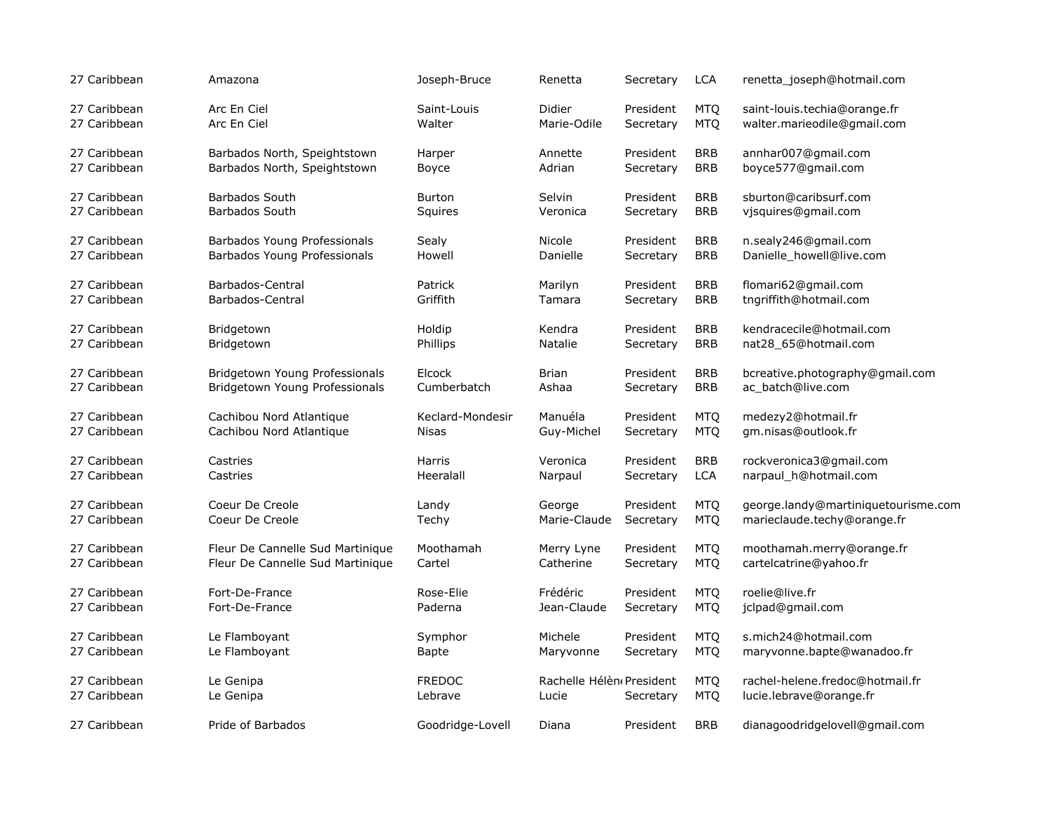| | | | | | | |
|---|---|---|---|---|---|---|
| 27 Caribbean | Amazona | Joseph-Bruce | Renetta | Secretary | LCA | renetta_joseph@hotmail.com |
| 27 Caribbean | Arc En Ciel | Saint-Louis | Didier | President | MTQ | saint-louis.techia@orange.fr |
| 27 Caribbean | Arc En Ciel | Walter | Marie-Odile | Secretary | MTQ | walter.marieodile@gmail.com |
| 27 Caribbean | Barbados North, Speightstown | Harper | Annette | President | BRB | annhar007@gmail.com |
| 27 Caribbean | Barbados North, Speightstown | Boyce | Adrian | Secretary | BRB | boyce577@gmail.com |
| 27 Caribbean | Barbados South | Burton | Selvin | President | BRB | sburton@caribsurf.com |
| 27 Caribbean | Barbados South | Squires | Veronica | Secretary | BRB | vjsquires@gmail.com |
| 27 Caribbean | Barbados Young Professionals | Sealy | Nicole | President | BRB | n.sealy246@gmail.com |
| 27 Caribbean | Barbados Young Professionals | Howell | Danielle | Secretary | BRB | Danielle_howell@live.com |
| 27 Caribbean | Barbados-Central | Patrick | Marilyn | President | BRB | flomari62@gmail.com |
| 27 Caribbean | Barbados-Central | Griffith | Tamara | Secretary | BRB | tngriffith@hotmail.com |
| 27 Caribbean | Bridgetown | Holdip | Kendra | President | BRB | kendracecile@hotmail.com |
| 27 Caribbean | Bridgetown | Phillips | Natalie | Secretary | BRB | nat28_65@hotmail.com |
| 27 Caribbean | Bridgetown Young Professionals | Elcock | Brian | President | BRB | bcreative.photography@gmail.com |
| 27 Caribbean | Bridgetown Young Professionals | Cumberbatch | Ashaa | Secretary | BRB | ac_batch@live.com |
| 27 Caribbean | Cachibou Nord Atlantique | Keclard-Mondesir | Manuéla | President | MTQ | medezy2@hotmail.fr |
| 27 Caribbean | Cachibou Nord Atlantique | Nisas | Guy-Michel | Secretary | MTQ | gm.nisas@outlook.fr |
| 27 Caribbean | Castries | Harris | Veronica | President | BRB | rockveronica3@gmail.com |
| 27 Caribbean | Castries | Heeralall | Narpaul | Secretary | LCA | narpaul_h@hotmail.com |
| 27 Caribbean | Coeur De Creole | Landy | George | President | MTQ | george.landy@martiniquetourisme.com |
| 27 Caribbean | Coeur De Creole | Techy | Marie-Claude | Secretary | MTQ | marieclaude.techy@orange.fr |
| 27 Caribbean | Fleur De Cannelle Sud Martinique | Moothamah | Merry Lyne | President | MTQ | moothamah.merry@orange.fr |
| 27 Caribbean | Fleur De Cannelle Sud Martinique | Cartel | Catherine | Secretary | MTQ | cartelcatrine@yahoo.fr |
| 27 Caribbean | Fort-De-France | Rose-Elie | Frédéric | President | MTQ | roelie@live.fr |
| 27 Caribbean | Fort-De-France | Paderna | Jean-Claude | Secretary | MTQ | jclpad@gmail.com |
| 27 Caribbean | Le Flamboyant | Symphor | Michele | President | MTQ | s.mich24@hotmail.com |
| 27 Caribbean | Le Flamboyant | Bapte | Maryvonne | Secretary | MTQ | maryvonne.bapte@wanadoo.fr |
| 27 Caribbean | Le Genipa | FREDOC | Rachelle Hélène | President | MTQ | rachel-helene.fredoc@hotmail.fr |
| 27 Caribbean | Le Genipa | Lebrave | Lucie | Secretary | MTQ | lucie.lebrave@orange.fr |
| 27 Caribbean | Pride of Barbados | Goodridge-Lovell | Diana | President | BRB | dianagoodridgelovell@gmail.com |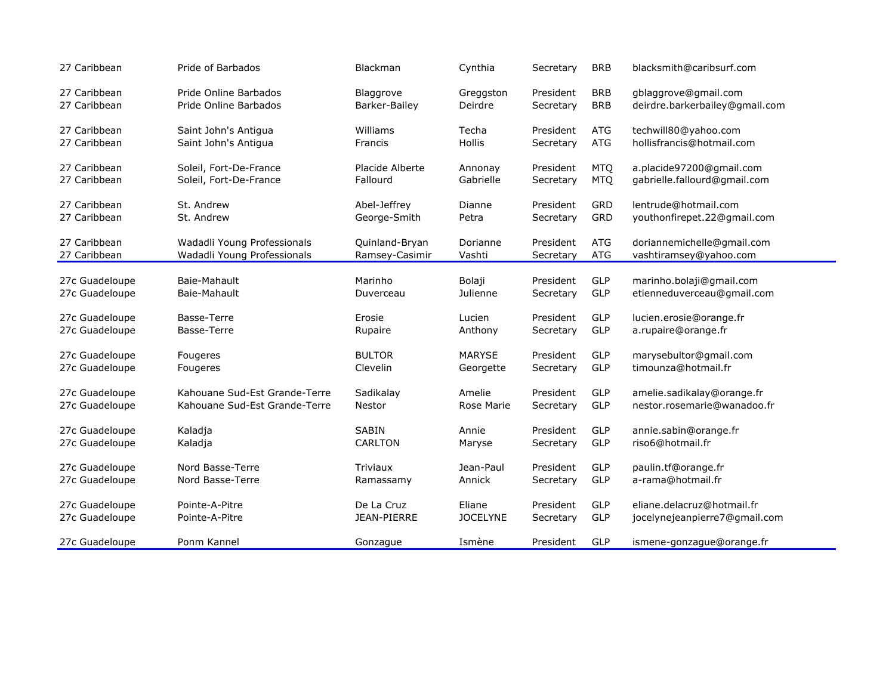| | | | | | | |
|---|---|---|---|---|---|---|
| 27 Caribbean | Pride of Barbados | Blackman | Cynthia | Secretary | BRB | blacksmith@caribsurf.com |
| 27 Caribbean | Pride Online Barbados | Blaggrove | Greggston | President | BRB | gblaggrove@gmail.com |
| 27 Caribbean | Pride Online Barbados | Barker-Bailey | Deirdre | Secretary | BRB | deirdre.barkerbailey@gmail.com |
| 27 Caribbean | Saint John's Antigua | Williams | Techa | President | ATG | techwill80@yahoo.com |
| 27 Caribbean | Saint John's Antigua | Francis | Hollis | Secretary | ATG | hollisfrancis@hotmail.com |
| 27 Caribbean | Soleil, Fort-De-France | Placide Alberte | Annonay | President | MTQ | a.placide97200@gmail.com |
| 27 Caribbean | Soleil, Fort-De-France | Fallourd | Gabrielle | Secretary | MTQ | gabrielle.fallourd@gmail.com |
| 27 Caribbean | St. Andrew | Abel-Jeffrey | Dianne | President | GRD | lentrude@hotmail.com |
| 27 Caribbean | St. Andrew | George-Smith | Petra | Secretary | GRD | youthonfirepet.22@gmail.com |
| 27 Caribbean | Wadadli Young Professionals | Quinland-Bryan | Dorianne | President | ATG | doriannemichelle@gmail.com |
| 27 Caribbean | Wadadli Young Professionals | Ramsey-Casimir | Vashti | Secretary | ATG | vashtiramsey@yahoo.com |
| 27c Guadeloupe | Baie-Mahault | Marinho | Bolaji | President | GLP | marinho.bolaji@gmail.com |
| 27c Guadeloupe | Baie-Mahault | Duverceau | Julienne | Secretary | GLP | etienneduverceau@gmail.com |
| 27c Guadeloupe | Basse-Terre | Erosie | Lucien | President | GLP | lucien.erosie@orange.fr |
| 27c Guadeloupe | Basse-Terre | Rupaire | Anthony | Secretary | GLP | a.rupaire@orange.fr |
| 27c Guadeloupe | Fougeres | BULTOR | MARYSE | President | GLP | marysebultor@gmail.com |
| 27c Guadeloupe | Fougeres | Clevelin | Georgette | Secretary | GLP | timounza@hotmail.fr |
| 27c Guadeloupe | Kahouane Sud-Est Grande-Terre | Sadikalay | Amelie | President | GLP | amelie.sadikalay@orange.fr |
| 27c Guadeloupe | Kahouane Sud-Est Grande-Terre | Nestor | Rose Marie | Secretary | GLP | nestor.rosemarie@wanadoo.fr |
| 27c Guadeloupe | Kaladja | SABIN | Annie | President | GLP | annie.sabin@orange.fr |
| 27c Guadeloupe | Kaladja | CARLTON | Maryse | Secretary | GLP | riso6@hotmail.fr |
| 27c Guadeloupe | Nord Basse-Terre | Triviaux | Jean-Paul | President | GLP | paulin.tf@orange.fr |
| 27c Guadeloupe | Nord Basse-Terre | Ramassamy | Annick | Secretary | GLP | a-rama@hotmail.fr |
| 27c Guadeloupe | Pointe-A-Pitre | De La Cruz | Eliane | President | GLP | eliane.delacruz@hotmail.fr |
| 27c Guadeloupe | Pointe-A-Pitre | JEAN-PIERRE | JOCELYNE | Secretary | GLP | jocelynejeanpierre7@gmail.com |
| 27c Guadeloupe | Ponm Kannel | Gonzague | Ismène | President | GLP | ismene-gonzague@orange.fr |